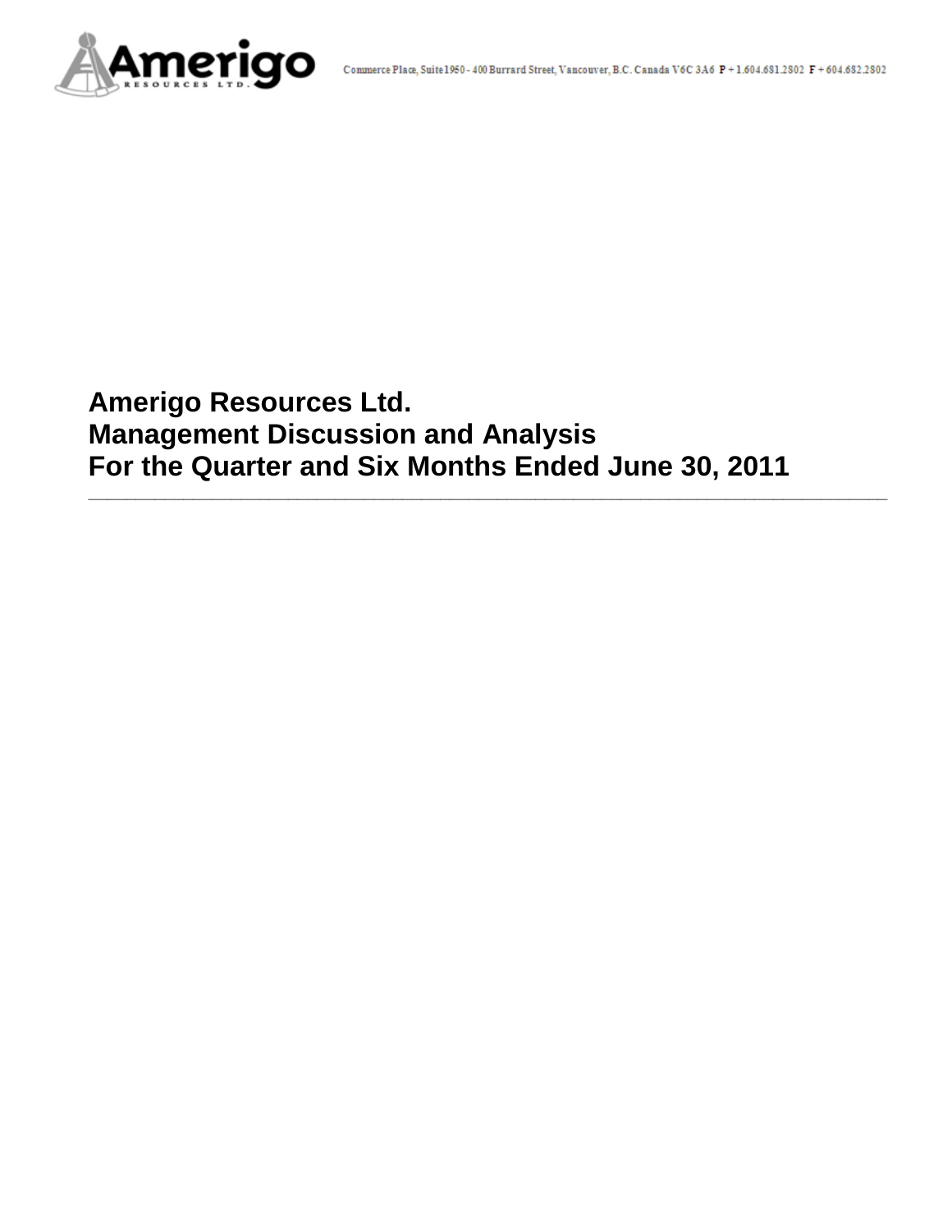Amerigo Resources Ltd.

Commerce Place, Suite 1950 - 400 Burrard Street, Vancouver, B.C. Canada V6C 3A6 P + 1.604.681.2802 F + 604.682.2802

# Amerigo Resources Ltd.
# Management Discussion and Analysis
# For the Quarter and Six Months Ended June 30, 2011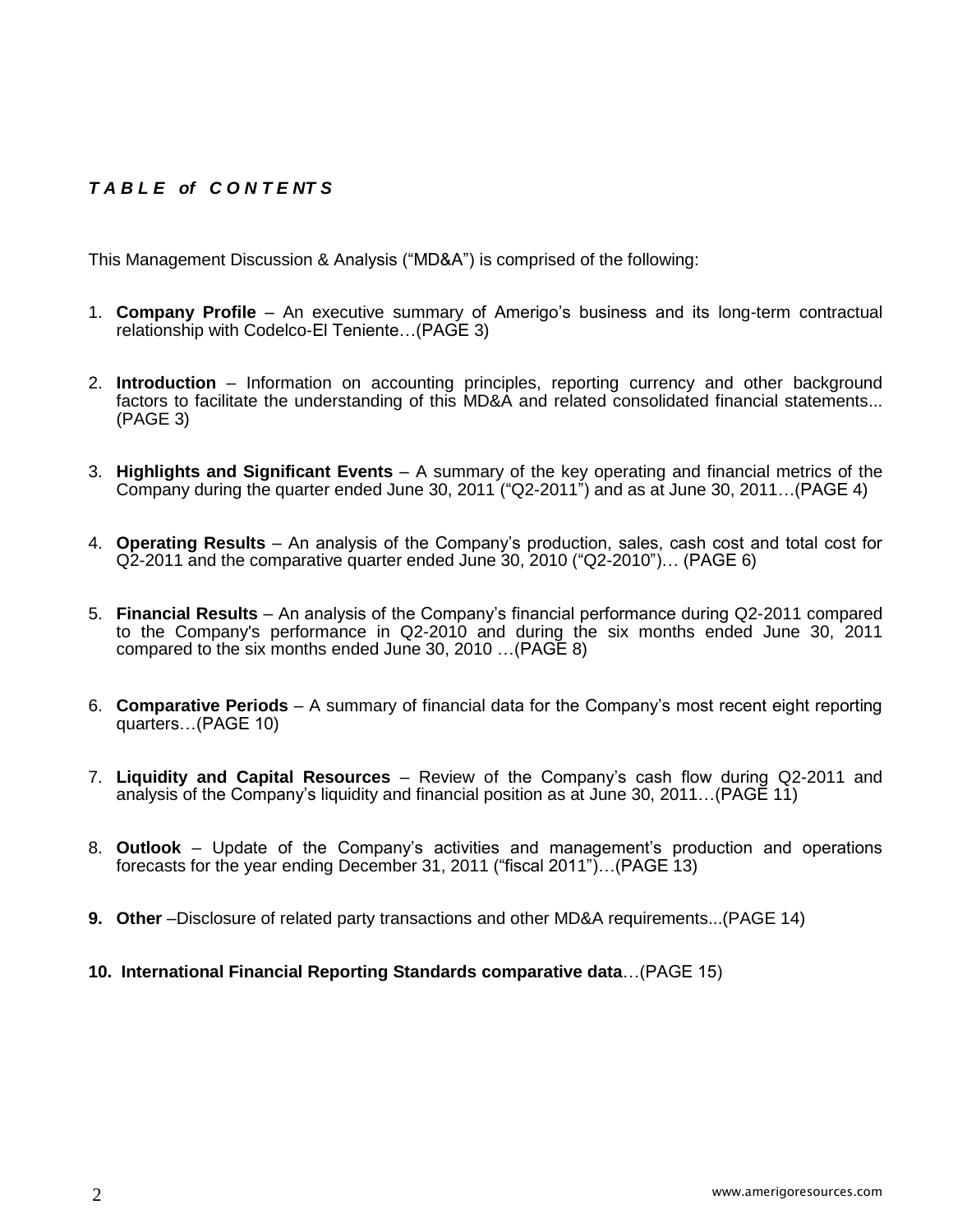# *T A B L E of C O N T E NT S*

This Management Discussion & Analysis ("MD&A") is comprised of the following:

1. **Company Profile** – An executive summary of Amerigo's business and its long-term contractual relationship with Codelco-El Teniente…(PAGE 3)

2. **Introduction** – Information on accounting principles, reporting currency and other background factors to facilitate the understanding of this MD&A and related consolidated financial statements... (PAGE 3)

3. **Highlights and Significant Events** – A summary of the key operating and financial metrics of the Company during the quarter ended June 30, 2011 ("Q2-2011") and as at June 30, 2011…(PAGE 4)

4. **Operating Results** – An analysis of the Company's production, sales, cash cost and total cost for Q2-2011 and the comparative quarter ended June 30, 2010 ("Q2-2010")… (PAGE 6)

5. **Financial Results** – An analysis of the Company's financial performance during Q2-2011 compared to the Company's performance in Q2-2010 and during the six months ended June 30, 2011 compared to the six months ended June 30, 2010 …(PAGE 8)

6. **Comparative Periods** – A summary of financial data for the Company's most recent eight reporting quarters…(PAGE 10)

7. **Liquidity and Capital Resources** – Review of the Company's cash flow during Q2-2011 and analysis of the Company's liquidity and financial position as at June 30, 2011…(PAGE 11)

8. **Outlook** – Update of the Company's activities and management's production and operations forecasts for the year ending December 31, 2011 ("fiscal 2011")…(PAGE 13)

9. **Other** –Disclosure of related party transactions and other MD&A requirements...(PAGE 14)

10. **International Financial Reporting Standards comparative data**…(PAGE 15)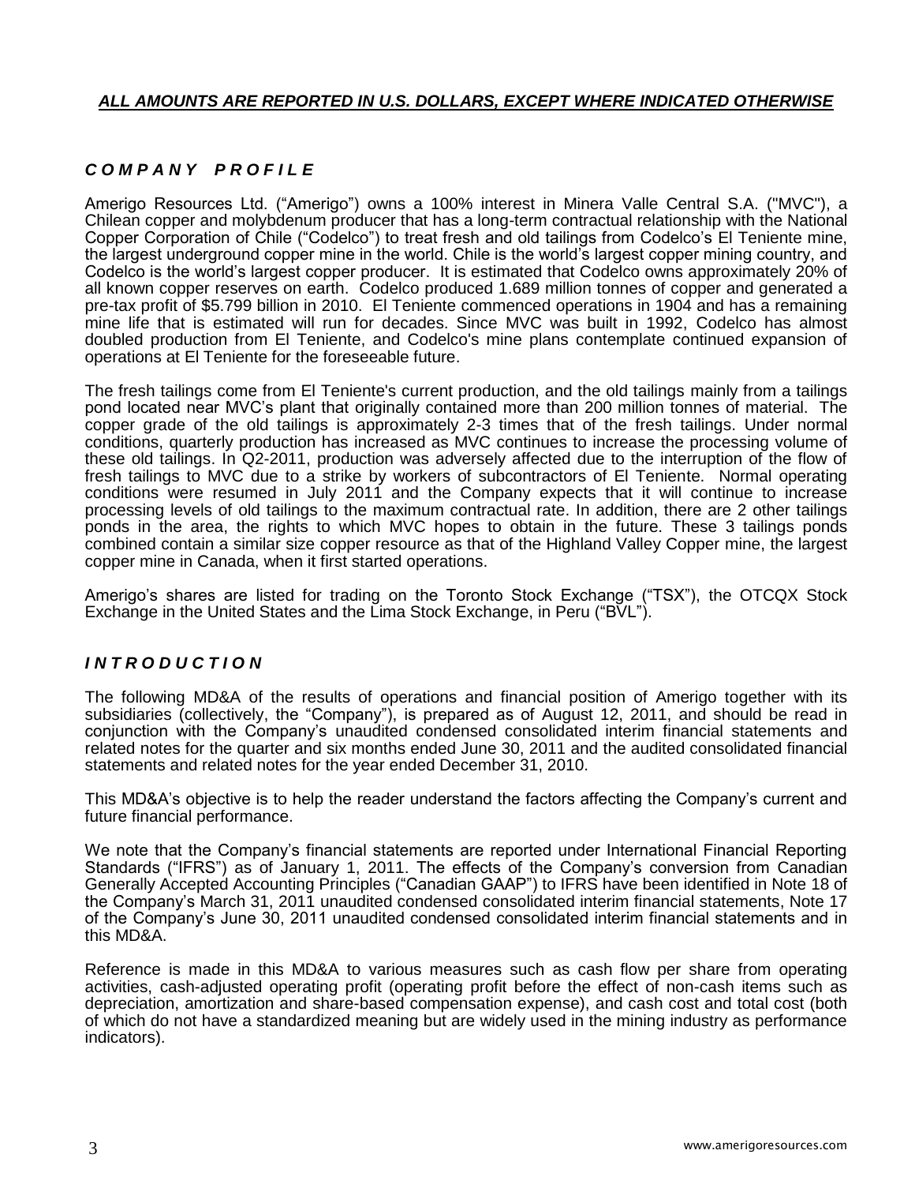***ALL AMOUNTS ARE REPORTED IN U.S. DOLLARS, EXCEPT WHERE INDICATED OTHERWISE***

## *C O M P A N Y   P R O F I L E*

Amerigo Resources Ltd. ("Amerigo") owns a 100% interest in Minera Valle Central S.A. ("MVC"), a Chilean copper and molybdenum producer that has a long-term contractual relationship with the National Copper Corporation of Chile ("Codelco") to treat fresh and old tailings from Codelco's El Teniente mine, the largest underground copper mine in the world. Chile is the world's largest copper mining country, and Codelco is the world's largest copper producer. It is estimated that Codelco owns approximately 20% of all known copper reserves on earth. Codelco produced 1.689 million tonnes of copper and generated a pre-tax profit of $5.799 billion in 2010. El Teniente commenced operations in 1904 and has a remaining mine life that is estimated will run for decades. Since MVC was built in 1992, Codelco has almost doubled production from El Teniente, and Codelco's mine plans contemplate continued expansion of operations at El Teniente for the foreseeable future.

The fresh tailings come from El Teniente's current production, and the old tailings mainly from a tailings pond located near MVC's plant that originally contained more than 200 million tonnes of material. The copper grade of the old tailings is approximately 2-3 times that of the fresh tailings. Under normal conditions, quarterly production has increased as MVC continues to increase the processing volume of these old tailings. In Q2-2011, production was adversely affected due to the interruption of the flow of fresh tailings to MVC due to a strike by workers of subcontractors of El Teniente. Normal operating conditions were resumed in July 2011 and the Company expects that it will continue to increase processing levels of old tailings to the maximum contractual rate. In addition, there are 2 other tailings ponds in the area, the rights to which MVC hopes to obtain in the future. These 3 tailings ponds combined contain a similar size copper resource as that of the Highland Valley Copper mine, the largest copper mine in Canada, when it first started operations.

Amerigo's shares are listed for trading on the Toronto Stock Exchange ("TSX"), the OTCQX Stock Exchange in the United States and the Lima Stock Exchange, in Peru ("BVL").

## *I N T R O D U C T I O N*

The following MD&A of the results of operations and financial position of Amerigo together with its subsidiaries (collectively, the "Company"), is prepared as of August 12, 2011, and should be read in conjunction with the Company's unaudited condensed consolidated interim financial statements and related notes for the quarter and six months ended June 30, 2011 and the audited consolidated financial statements and related notes for the year ended December 31, 2010.

This MD&A's objective is to help the reader understand the factors affecting the Company's current and future financial performance.

We note that the Company's financial statements are reported under International Financial Reporting Standards ("IFRS") as of January 1, 2011. The effects of the Company's conversion from Canadian Generally Accepted Accounting Principles ("Canadian GAAP") to IFRS have been identified in Note 18 of the Company's March 31, 2011 unaudited condensed consolidated interim financial statements, Note 17 of the Company's June 30, 2011 unaudited condensed consolidated interim financial statements and in this MD&A.

Reference is made in this MD&A to various measures such as cash flow per share from operating activities, cash-adjusted operating profit (operating profit before the effect of non-cash items such as depreciation, amortization and share-based compensation expense), and cash cost and total cost (both of which do not have a standardized meaning but are widely used in the mining industry as performance indicators).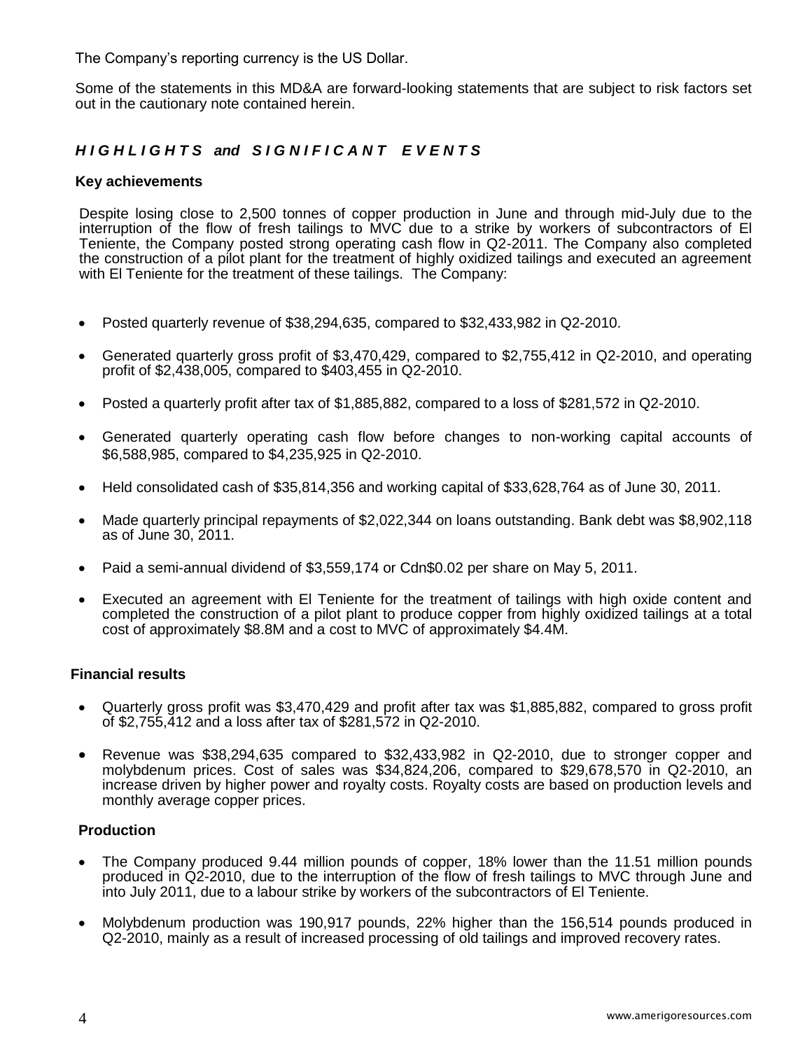The Company's reporting currency is the US Dollar.

Some of the statements in this MD&A are forward-looking statements that are subject to risk factors set out in the cautionary note contained herein.

## *HIGHLIGHTS and SIGNIFICANT EVENTS*

### Key achievements

Despite losing close to 2,500 tonnes of copper production in June and through mid-July due to the interruption of the flow of fresh tailings to MVC due to a strike by workers of subcontractors of El Teniente, the Company posted strong operating cash flow in Q2-2011. The Company also completed the construction of a pilot plant for the treatment of highly oxidized tailings and executed an agreement with El Teniente for the treatment of these tailings. The Company:

- Posted quarterly revenue of $38,294,635, compared to $32,433,982 in Q2-2010.
- Generated quarterly gross profit of $3,470,429, compared to $2,755,412 in Q2-2010, and operating profit of $2,438,005, compared to $403,455 in Q2-2010.
- Posted a quarterly profit after tax of $1,885,882, compared to a loss of $281,572 in Q2-2010.
- Generated quarterly operating cash flow before changes to non-working capital accounts of $6,588,985, compared to $4,235,925 in Q2-2010.
- Held consolidated cash of $35,814,356 and working capital of $33,628,764 as of June 30, 2011.
- Made quarterly principal repayments of $2,022,344 on loans outstanding. Bank debt was $8,902,118 as of June 30, 2011.
- Paid a semi-annual dividend of $3,559,174 or Cdn$0.02 per share on May 5, 2011.
- Executed an agreement with El Teniente for the treatment of tailings with high oxide content and completed the construction of a pilot plant to produce copper from highly oxidized tailings at a total cost of approximately $8.8M and a cost to MVC of approximately $4.4M.

### Financial results

- Quarterly gross profit was $3,470,429 and profit after tax was $1,885,882, compared to gross profit of $2,755,412 and a loss after tax of $281,572 in Q2-2010.
- Revenue was $38,294,635 compared to $32,433,982 in Q2-2010, due to stronger copper and molybdenum prices. Cost of sales was $34,824,206, compared to $29,678,570 in Q2-2010, an increase driven by higher power and royalty costs. Royalty costs are based on production levels and monthly average copper prices.

### Production

- The Company produced 9.44 million pounds of copper, 18% lower than the 11.51 million pounds produced in Q2-2010, due to the interruption of the flow of fresh tailings to MVC through June and into July 2011, due to a labour strike by workers of the subcontractors of El Teniente.
- Molybdenum production was 190,917 pounds, 22% higher than the 156,514 pounds produced in Q2-2010, mainly as a result of increased processing of old tailings and improved recovery rates.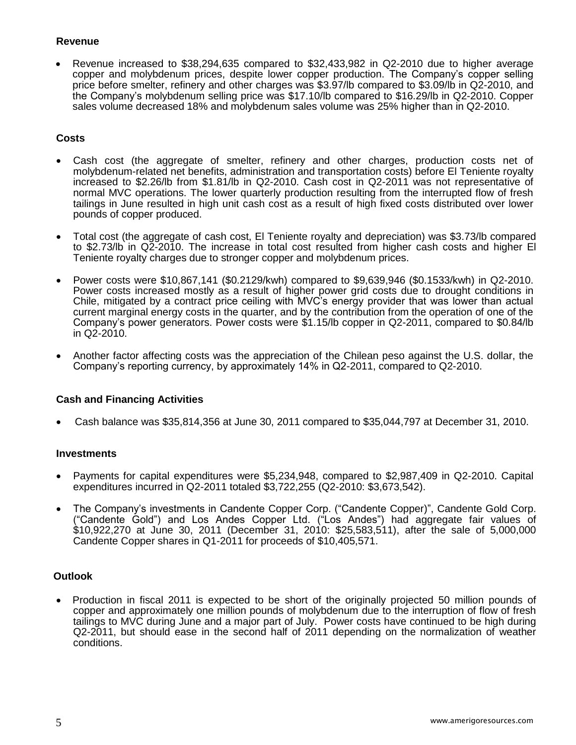## Revenue

- Revenue increased to $38,294,635 compared to $32,433,982 in Q2-2010 due to higher average copper and molybdenum prices, despite lower copper production. The Company's copper selling price before smelter, refinery and other charges was $3.97/lb compared to $3.09/lb in Q2-2010, and the Company's molybdenum selling price was $17.10/lb compared to $16.29/lb in Q2-2010. Copper sales volume decreased 18% and molybdenum sales volume was 25% higher than in Q2-2010.

## Costs

- Cash cost (the aggregate of smelter, refinery and other charges, production costs net of molybdenum-related net benefits, administration and transportation costs) before El Teniente royalty increased to $2.26/lb from $1.81/lb in Q2-2010. Cash cost in Q2-2011 was not representative of normal MVC operations. The lower quarterly production resulting from the interrupted flow of fresh tailings in June resulted in high unit cash cost as a result of high fixed costs distributed over lower pounds of copper produced.

- Total cost (the aggregate of cash cost, El Teniente royalty and depreciation) was $3.73/lb compared to $2.73/lb in Q2-2010. The increase in total cost resulted from higher cash costs and higher El Teniente royalty charges due to stronger copper and molybdenum prices.

- Power costs were $10,867,141 ($0.2129/kwh) compared to $9,639,946 ($0.1533/kwh) in Q2-2010. Power costs increased mostly as a result of higher power grid costs due to drought conditions in Chile, mitigated by a contract price ceiling with MVC's energy provider that was lower than actual current marginal energy costs in the quarter, and by the contribution from the operation of one of the Company's power generators. Power costs were $1.15/lb copper in Q2-2011, compared to $0.84/lb in Q2-2010.

- Another factor affecting costs was the appreciation of the Chilean peso against the U.S. dollar, the Company's reporting currency, by approximately 14% in Q2-2011, compared to Q2-2010.

## Cash and Financing Activities

- Cash balance was $35,814,356 at June 30, 2011 compared to $35,044,797 at December 31, 2010.

## Investments

- Payments for capital expenditures were $5,234,948, compared to $2,987,409 in Q2-2010. Capital expenditures incurred in Q2-2011 totaled $3,722,255 (Q2-2010: $3,673,542).

- The Company's investments in Candente Copper Corp. ("Candente Copper)", Candente Gold Corp. ("Candente Gold") and Los Andes Copper Ltd. ("Los Andes") had aggregate fair values of $10,922,270 at June 30, 2011 (December 31, 2010: $25,583,511), after the sale of 5,000,000 Candente Copper shares in Q1-2011 for proceeds of $10,405,571.

## Outlook

- Production in fiscal 2011 is expected to be short of the originally projected 50 million pounds of copper and approximately one million pounds of molybdenum due to the interruption of flow of fresh tailings to MVC during June and a major part of July. Power costs have continued to be high during Q2-2011, but should ease in the second half of 2011 depending on the normalization of weather conditions.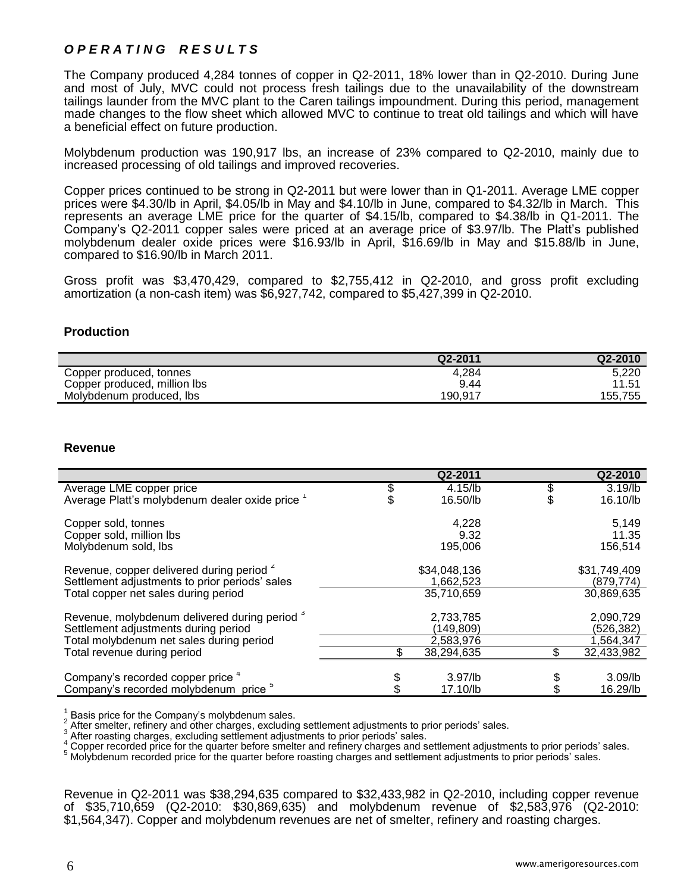## *OPERATING RESULTS*

The Company produced 4,284 tonnes of copper in Q2-2011, 18% lower than in Q2-2010. During June and most of July, MVC could not process fresh tailings due to the unavailability of the downstream tailings launder from the MVC plant to the Caren tailings impoundment. During this period, management made changes to the flow sheet which allowed MVC to continue to treat old tailings and which will have a beneficial effect on future production.

Molybdenum production was 190,917 lbs, an increase of 23% compared to Q2-2010, mainly due to increased processing of old tailings and improved recoveries.

Copper prices continued to be strong in Q2-2011 but were lower than in Q1-2011. Average LME copper prices were $4.30/lb in April, $4.05/lb in May and $4.10/lb in June, compared to $4.32/lb in March. This represents an average LME price for the quarter of $4.15/lb, compared to $4.38/lb in Q1-2011. The Company's Q2-2011 copper sales were priced at an average price of $3.97/lb. The Platt's published molybdenum dealer oxide prices were $16.93/lb in April, $16.69/lb in May and $15.88/lb in June, compared to $16.90/lb in March 2011.

Gross profit was $3,470,429, compared to $2,755,412 in Q2-2010, and gross profit excluding amortization (a non-cash item) was $6,927,742, compared to $5,427,399 in Q2-2010.

### Production

| | Q2-2011 | Q2-2010 |
|---|---|---|
| Copper produced, tonnes | 4,284 | 5,220 |
| Copper produced, million lbs | 9.44 | 11.51 |
| Molybdenum produced, lbs | 190,917 | 155,755 |

### Revenue

| | Q2-2011 | Q2-2010 |
|---|---|---|
| Average LME copper price | $ 4.15/lb | $ 3.19/lb |
| Average Platt's molybdenum dealer oxide price [1] | $ 16.50/lb | $ 16.10/lb |
| Copper sold, tonnes | 4,228 | 5,149 |
| Copper sold, million lbs | 9.32 | 11.35 |
| Molybdenum sold, lbs | 195,006 | 156,514 |
| Revenue, copper delivered during period [2] | $34,048,136 | $31,749,409 |
| Settlement adjustments to prior periods' sales | 1,662,523 | (879,774) |
| Total copper net sales during period | 35,710,659 | 30,869,635 |
| Revenue, molybdenum delivered during period [3] | 2,733,785 | 2,090,729 |
| Settlement adjustments during period | (149,809) | (526,382) |
| Total molybdenum net sales during period | 2,583,976 | 1,564,347 |
| Total revenue during period | $ 38,294,635 | $ 32,433,982 |
| Company's recorded copper price [4] | $ 3.97/lb | $ 3.09/lb |
| Company's recorded molybdenum price [5] | $ 17.10/lb | $ 16.29/lb |

[1] Basis price for the Company's molybdenum sales.
[2] After smelter, refinery and other charges, excluding settlement adjustments to prior periods' sales.
[3] After roasting charges, excluding settlement adjustments to prior periods' sales.
[4] Copper recorded price for the quarter before smelter and refinery charges and settlement adjustments to prior periods' sales.
[5] Molybdenum recorded price for the quarter before roasting charges and settlement adjustments to prior periods' sales.

Revenue in Q2-2011 was $38,294,635 compared to $32,433,982 in Q2-2010, including copper revenue of $35,710,659 (Q2-2010: $30,869,635) and molybdenum revenue of $2,583,976 (Q2-2010: $1,564,347). Copper and molybdenum revenues are net of smelter, refinery and roasting charges.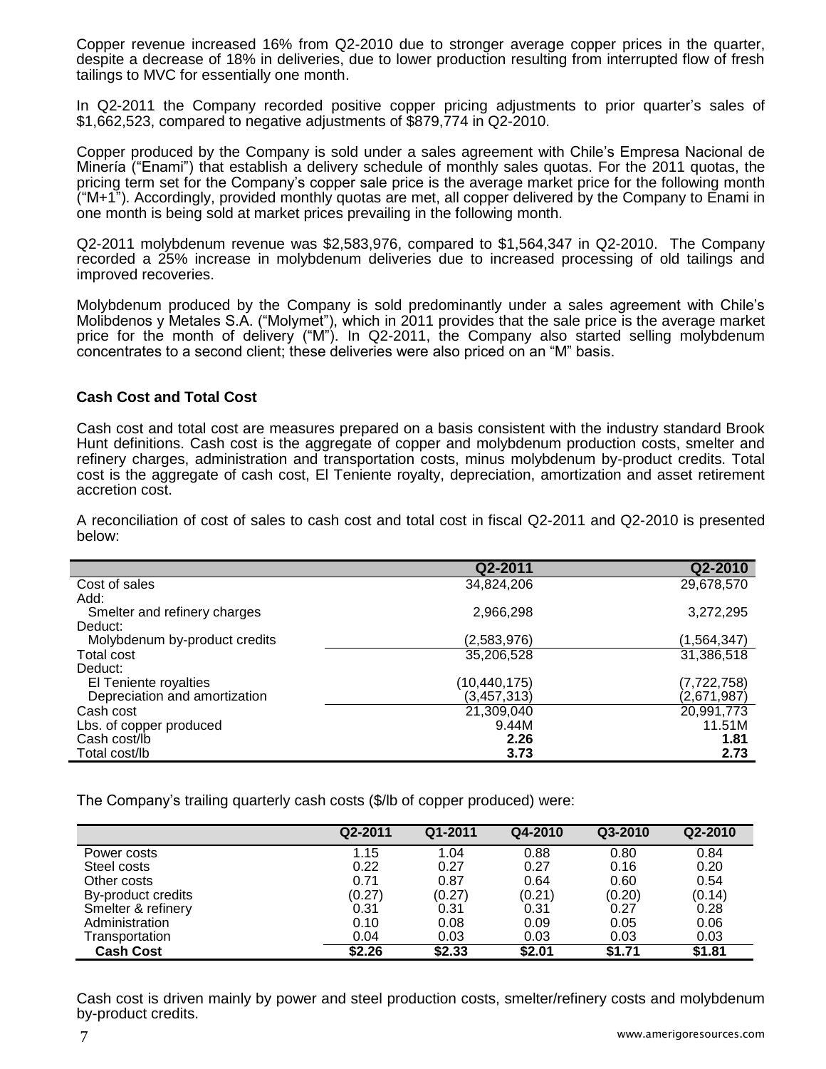Copper revenue increased 16% from Q2-2010 due to stronger average copper prices in the quarter, despite a decrease of 18% in deliveries, due to lower production resulting from interrupted flow of fresh tailings to MVC for essentially one month.

In Q2-2011 the Company recorded positive copper pricing adjustments to prior quarter's sales of $1,662,523, compared to negative adjustments of $879,774 in Q2-2010.

Copper produced by the Company is sold under a sales agreement with Chile's Empresa Nacional de Minería ("Enami") that establish a delivery schedule of monthly sales quotas. For the 2011 quotas, the pricing term set for the Company's copper sale price is the average market price for the following month ("M+1"). Accordingly, provided monthly quotas are met, all copper delivered by the Company to Enami in one month is being sold at market prices prevailing in the following month.

Q2-2011 molybdenum revenue was $2,583,976, compared to $1,564,347 in Q2-2010. The Company recorded a 25% increase in molybdenum deliveries due to increased processing of old tailings and improved recoveries.

Molybdenum produced by the Company is sold predominantly under a sales agreement with Chile's Molibdenos y Metales S.A. ("Molymet"), which in 2011 provides that the sale price is the average market price for the month of delivery ("M"). In Q2-2011, the Company also started selling molybdenum concentrates to a second client; these deliveries were also priced on an "M" basis.

### Cash Cost and Total Cost

Cash cost and total cost are measures prepared on a basis consistent with the industry standard Brook Hunt definitions. Cash cost is the aggregate of copper and molybdenum production costs, smelter and refinery charges, administration and transportation costs, minus molybdenum by-product credits. Total cost is the aggregate of cash cost, El Teniente royalty, depreciation, amortization and asset retirement accretion cost.

A reconciliation of cost of sales to cash cost and total cost in fiscal Q2-2011 and Q2-2010 is presented below:

| | Q2-2011 | Q2-2010 |
|---|---|---|
| Cost of sales | 34,824,206 | 29,678,570 |
| Add: | | |
| Smelter and refinery charges | 2,966,298 | 3,272,295 |
| Deduct: | | |
| Molybdenum by-product credits | (2,583,976) | (1,564,347) |
| Total cost | 35,206,528 | 31,386,518 |
| Deduct: | | |
| El Teniente royalties | (10,440,175) | (7,722,758) |
| Depreciation and amortization | (3,457,313) | (2,671,987) |
| Cash cost | 21,309,040 | 20,991,773 |
| Lbs. of copper produced | 9.44M | 11.51M |
| Cash cost/lb | **2.26** | **1.81** |
| Total cost/lb | **3.73** | **2.73** |

The Company's trailing quarterly cash costs ($/lb of copper produced) were:

| | Q2-2011 | Q1-2011 | Q4-2010 | Q3-2010 | Q2-2010 |
|---|---|---|---|---|---|
| Power costs | 1.15 | 1.04 | 0.88 | 0.80 | 0.84 |
| Steel costs | 0.22 | 0.27 | 0.27 | 0.16 | 0.20 |
| Other costs | 0.71 | 0.87 | 0.64 | 0.60 | 0.54 |
| By-product credits | (0.27) | (0.27) | (0.21) | (0.20) | (0.14) |
| Smelter & refinery | 0.31 | 0.31 | 0.31 | 0.27 | 0.28 |
| Administration | 0.10 | 0.08 | 0.09 | 0.05 | 0.06 |
| Transportation | 0.04 | 0.03 | 0.03 | 0.03 | 0.03 |
| **Cash Cost** | **$2.26** | **$2.33** | **$2.01** | **$1.71** | **$1.81** |

Cash cost is driven mainly by power and steel production costs, smelter/refinery costs and molybdenum by-product credits.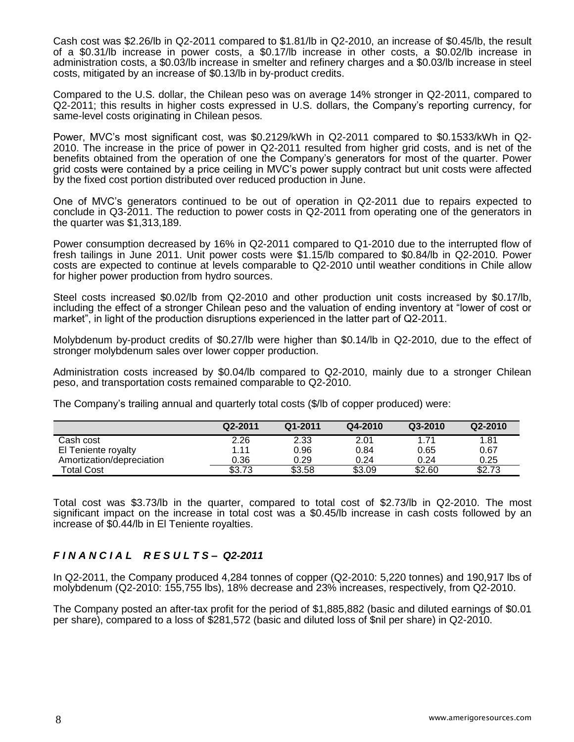Cash cost was $2.26/lb in Q2-2011 compared to $1.81/lb in Q2-2010, an increase of $0.45/lb, the result of a $0.31/lb increase in power costs, a $0.17/lb increase in other costs, a $0.02/lb increase in administration costs, a $0.03/lb increase in smelter and refinery charges and a $0.03/lb increase in steel costs, mitigated by an increase of $0.13/lb in by-product credits.

Compared to the U.S. dollar, the Chilean peso was on average 14% stronger in Q2-2011, compared to Q2-2011; this results in higher costs expressed in U.S. dollars, the Company's reporting currency, for same-level costs originating in Chilean pesos.

Power, MVC's most significant cost, was $0.2129/kWh in Q2-2011 compared to $0.1533/kWh in Q2-2010. The increase in the price of power in Q2-2011 resulted from higher grid costs, and is net of the benefits obtained from the operation of one the Company's generators for most of the quarter. Power grid costs were contained by a price ceiling in MVC's power supply contract but unit costs were affected by the fixed cost portion distributed over reduced production in June.

One of MVC's generators continued to be out of operation in Q2-2011 due to repairs expected to conclude in Q3-2011. The reduction to power costs in Q2-2011 from operating one of the generators in the quarter was $1,313,189.

Power consumption decreased by 16% in Q2-2011 compared to Q1-2010 due to the interrupted flow of fresh tailings in June 2011. Unit power costs were $1.15/lb compared to $0.84/lb in Q2-2010. Power costs are expected to continue at levels comparable to Q2-2010 until weather conditions in Chile allow for higher power production from hydro sources.

Steel costs increased $0.02/lb from Q2-2010 and other production unit costs increased by $0.17/lb, including the effect of a stronger Chilean peso and the valuation of ending inventory at "lower of cost or market", in light of the production disruptions experienced in the latter part of Q2-2011.

Molybdenum by-product credits of $0.27/lb were higher than $0.14/lb in Q2-2010, due to the effect of stronger molybdenum sales over lower copper production.

Administration costs increased by $0.04/lb compared to Q2-2010, mainly due to a stronger Chilean peso, and transportation costs remained comparable to Q2-2010.

The Company's trailing annual and quarterly total costs ($/lb of copper produced) were:

| | Q2-2011 | Q1-2011 | Q4-2010 | Q3-2010 | Q2-2010 |
|---|---|---|---|---|---|
| Cash cost | 2.26 | 2.33 | 2.01 | 1.71 | 1.81 |
| El Teniente royalty | 1.11 | 0.96 | 0.84 | 0.65 | 0.67 |
| Amortization/depreciation | 0.36 | 0.29 | 0.24 | 0.24 | 0.25 |
| Total Cost | $3.73 | $3.58 | $3.09 | $2.60 | $2.73 |

Total cost was $3.73/lb in the quarter, compared to total cost of $2.73/lb in Q2-2010. The most significant impact on the increase in total cost was a $0.45/lb increase in cash costs followed by an increase of $0.44/lb in El Teniente royalties.

## *F I N A N C I A L   R E S U L T S – Q2-2011*

In Q2-2011, the Company produced 4,284 tonnes of copper (Q2-2010: 5,220 tonnes) and 190,917 lbs of molybdenum (Q2-2010: 155,755 lbs), 18% decrease and 23% increases, respectively, from Q2-2010.

The Company posted an after-tax profit for the period of $1,885,882 (basic and diluted earnings of $0.01 per share), compared to a loss of $281,572 (basic and diluted loss of $nil per share) in Q2-2010.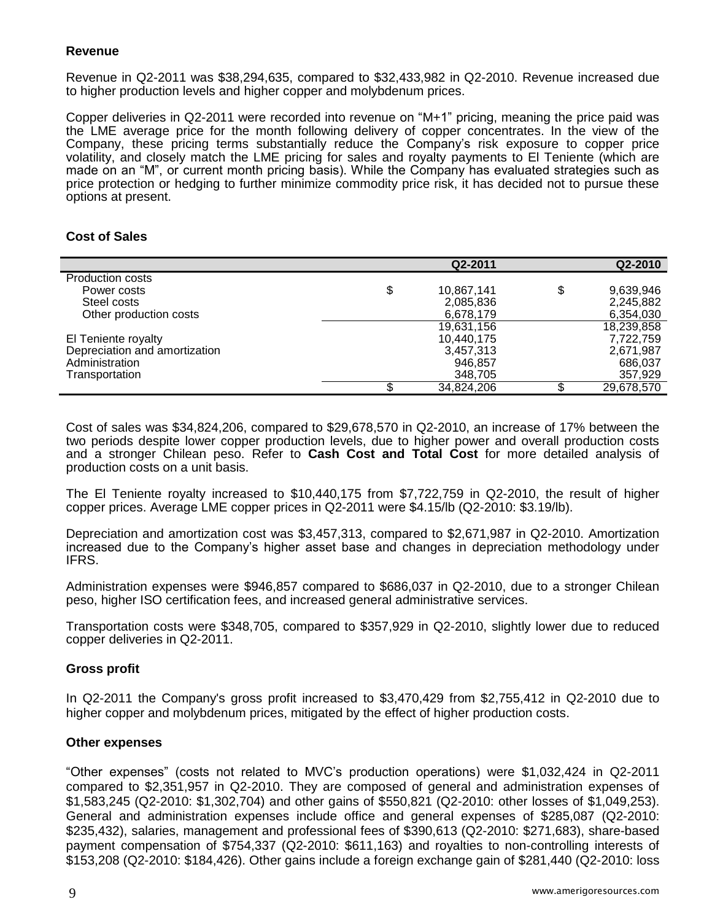### Revenue

Revenue in Q2-2011 was $38,294,635, compared to $32,433,982 in Q2-2010. Revenue increased due to higher production levels and higher copper and molybdenum prices.

Copper deliveries in Q2-2011 were recorded into revenue on "M+1" pricing, meaning the price paid was the LME average price for the month following delivery of copper concentrates. In the view of the Company, these pricing terms substantially reduce the Company's risk exposure to copper price volatility, and closely match the LME pricing for sales and royalty payments to El Teniente (which are made on an "M", or current month pricing basis). While the Company has evaluated strategies such as price protection or hedging to further minimize commodity price risk, it has decided not to pursue these options at present.

### Cost of Sales

| | Q2-2011 | Q2-2010 |
|---|---|---|
| Production costs | | |
| Power costs | $ 10,867,141 | $ 9,639,946 |
| Steel costs | 2,085,836 | 2,245,882 |
| Other production costs | 6,678,179 | 6,354,030 |
| | 19,631,156 | 18,239,858 |
| El Teniente royalty | 10,440,175 | 7,722,759 |
| Depreciation and amortization | 3,457,313 | 2,671,987 |
| Administration | 946,857 | 686,037 |
| Transportation | 348,705 | 357,929 |
| | $ 34,824,206 | $ 29,678,570 |

Cost of sales was $34,824,206, compared to $29,678,570 in Q2-2010, an increase of 17% between the two periods despite lower copper production levels, due to higher power and overall production costs and a stronger Chilean peso. Refer to **Cash Cost and Total Cost** for more detailed analysis of production costs on a unit basis.

The El Teniente royalty increased to $10,440,175 from $7,722,759 in Q2-2010, the result of higher copper prices. Average LME copper prices in Q2-2011 were $4.15/lb (Q2-2010: $3.19/lb).

Depreciation and amortization cost was $3,457,313, compared to $2,671,987 in Q2-2010. Amortization increased due to the Company's higher asset base and changes in depreciation methodology under IFRS.

Administration expenses were $946,857 compared to $686,037 in Q2-2010, due to a stronger Chilean peso, higher ISO certification fees, and increased general administrative services.

Transportation costs were $348,705, compared to $357,929 in Q2-2010, slightly lower due to reduced copper deliveries in Q2-2011.

### Gross profit

In Q2-2011 the Company's gross profit increased to $3,470,429 from $2,755,412 in Q2-2010 due to higher copper and molybdenum prices, mitigated by the effect of higher production costs.

### Other expenses

"Other expenses" (costs not related to MVC's production operations) were $1,032,424 in Q2-2011 compared to $2,351,957 in Q2-2010. They are composed of general and administration expenses of $1,583,245 (Q2-2010: $1,302,704) and other gains of $550,821 (Q2-2010: other losses of $1,049,253). General and administration expenses include office and general expenses of $285,087 (Q2-2010: $235,432), salaries, management and professional fees of $390,613 (Q2-2010: $271,683), share-based payment compensation of $754,337 (Q2-2010: $611,163) and royalties to non-controlling interests of $153,208 (Q2-2010: $184,426). Other gains include a foreign exchange gain of $281,440 (Q2-2010: loss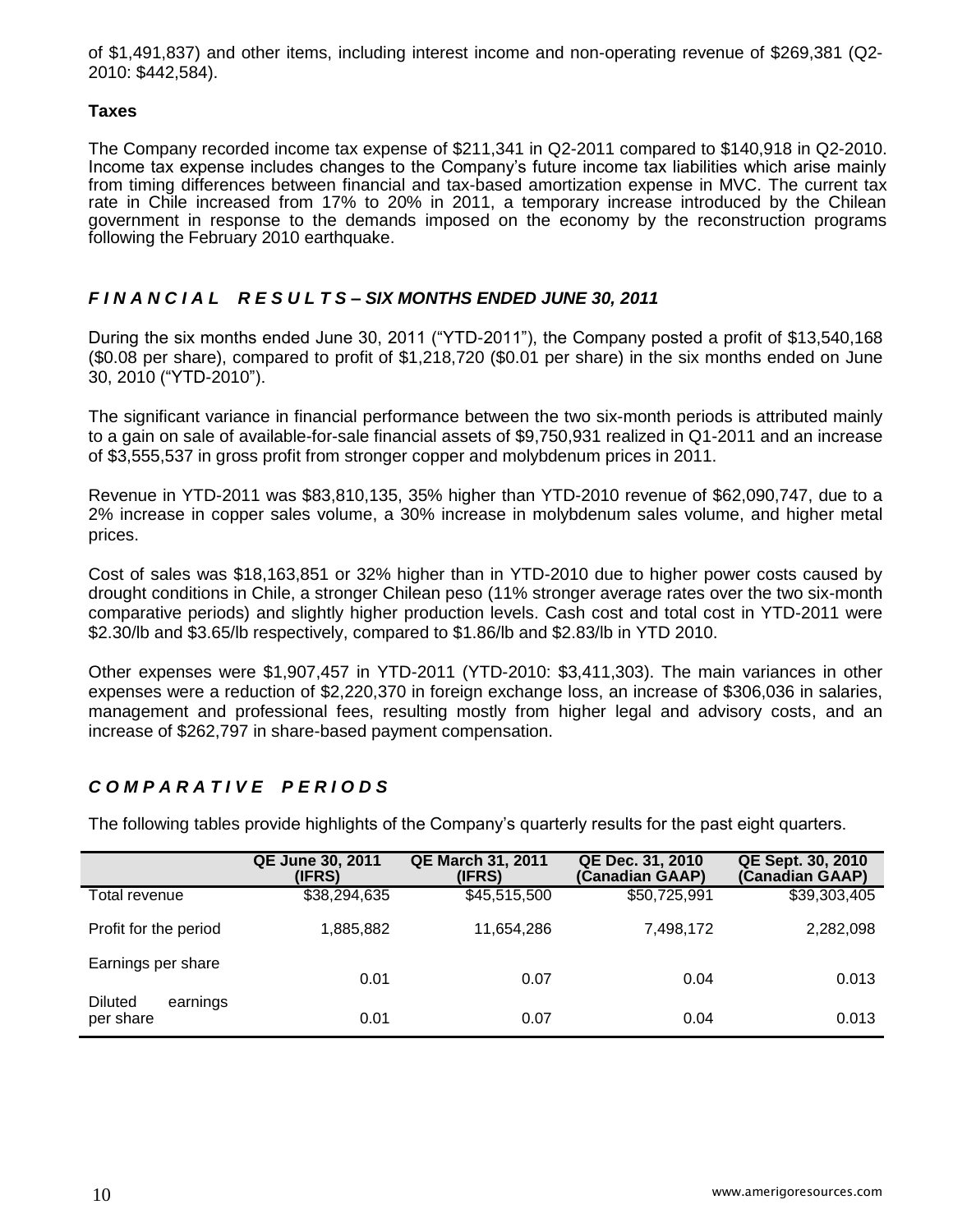of $1,491,837) and other items, including interest income and non-operating revenue of $269,381 (Q2-2010: $442,584).

**Taxes**

The Company recorded income tax expense of $211,341 in Q2-2011 compared to $140,918 in Q2-2010. Income tax expense includes changes to the Company's future income tax liabilities which arise mainly from timing differences between financial and tax-based amortization expense in MVC. The current tax rate in Chile increased from 17% to 20% in 2011, a temporary increase introduced by the Chilean government in response to the demands imposed on the economy by the reconstruction programs following the February 2010 earthquake.

## *FINANCIAL RESULTS – SIX MONTHS ENDED JUNE 30, 2011*

During the six months ended June 30, 2011 ("YTD-2011"), the Company posted a profit of $13,540,168 ($0.08 per share), compared to profit of $1,218,720 ($0.01 per share) in the six months ended on June 30, 2010 ("YTD-2010").

The significant variance in financial performance between the two six-month periods is attributed mainly to a gain on sale of available-for-sale financial assets of $9,750,931 realized in Q1-2011 and an increase of $3,555,537 in gross profit from stronger copper and molybdenum prices in 2011.

Revenue in YTD-2011 was $83,810,135, 35% higher than YTD-2010 revenue of $62,090,747, due to a 2% increase in copper sales volume, a 30% increase in molybdenum sales volume, and higher metal prices.

Cost of sales was $18,163,851 or 32% higher than in YTD-2010 due to higher power costs caused by drought conditions in Chile, a stronger Chilean peso (11% stronger average rates over the two six-month comparative periods) and slightly higher production levels. Cash cost and total cost in YTD-2011 were $2.30/lb and $3.65/lb respectively, compared to $1.86/lb and $2.83/lb in YTD 2010.

Other expenses were $1,907,457 in YTD-2011 (YTD-2010: $3,411,303). The main variances in other expenses were a reduction of $2,220,370 in foreign exchange loss, an increase of $306,036 in salaries, management and professional fees, resulting mostly from higher legal and advisory costs, and an increase of $262,797 in share-based payment compensation.

## *COMPARATIVE PERIODS*

The following tables provide highlights of the Company's quarterly results for the past eight quarters.

| | QE June 30, 2011 (IFRS) | QE March 31, 2011 (IFRS) | QE Dec. 31, 2010 (Canadian GAAP) | QE Sept. 30, 2010 (Canadian GAAP) |
|---|---|---|---|---|
| Total revenue | $38,294,635 | $45,515,500 | $50,725,991 | $39,303,405 |
| Profit for the period | 1,885,882 | 11,654,286 | 7,498,172 | 2,282,098 |
| Earnings per share | 0.01 | 0.07 | 0.04 | 0.013 |
| Diluted earnings per share | 0.01 | 0.07 | 0.04 | 0.013 |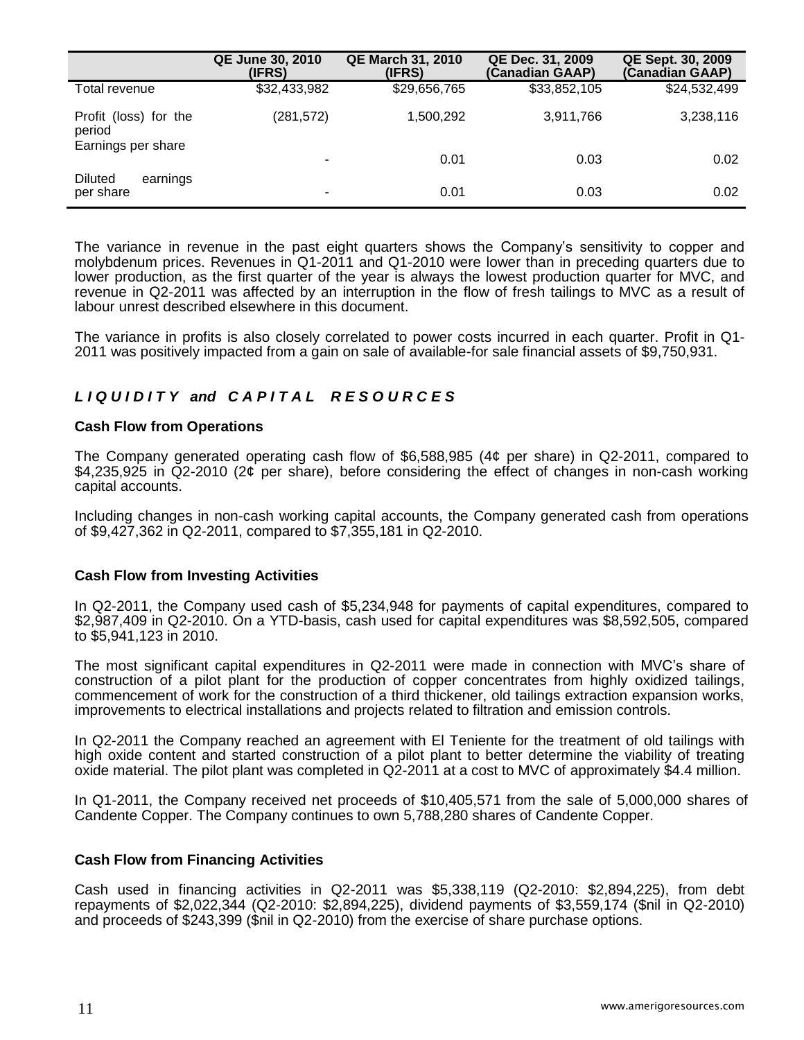| | QE June 30, 2010 (IFRS) | QE March 31, 2010 (IFRS) | QE Dec. 31, 2009 (Canadian GAAP) | QE Sept. 30, 2009 (Canadian GAAP) |
|---|---|---|---|---|
| Total revenue | $32,433,982 | $29,656,765 | $33,852,105 | $24,532,499 |
| Profit (loss) for the period | (281,572) | 1,500,292 | 3,911,766 | 3,238,116 |
| Earnings per share | - | 0.01 | 0.03 | 0.02 |
| Diluted earnings per share | - | 0.01 | 0.03 | 0.02 |

The variance in revenue in the past eight quarters shows the Company's sensitivity to copper and molybdenum prices. Revenues in Q1-2011 and Q1-2010 were lower than in preceding quarters due to lower production, as the first quarter of the year is always the lowest production quarter for MVC, and revenue in Q2-2011 was affected by an interruption in the flow of fresh tailings to MVC as a result of labour unrest described elsewhere in this document.

The variance in profits is also closely correlated to power costs incurred in each quarter. Profit in Q1-2011 was positively impacted from a gain on sale of available-for sale financial assets of $9,750,931.

## *LIQUIDITY and CAPITAL RESOURCES*

### Cash Flow from Operations

The Company generated operating cash flow of $6,588,985 (4¢ per share) in Q2-2011, compared to $4,235,925 in Q2-2010 (2¢ per share), before considering the effect of changes in non-cash working capital accounts.

Including changes in non-cash working capital accounts, the Company generated cash from operations of $9,427,362 in Q2-2011, compared to $7,355,181 in Q2-2010.

### Cash Flow from Investing Activities

In Q2-2011, the Company used cash of $5,234,948 for payments of capital expenditures, compared to $2,987,409 in Q2-2010. On a YTD-basis, cash used for capital expenditures was $8,592,505, compared to $5,941,123 in 2010.

The most significant capital expenditures in Q2-2011 were made in connection with MVC's share of construction of a pilot plant for the production of copper concentrates from highly oxidized tailings, commencement of work for the construction of a third thickener, old tailings extraction expansion works, improvements to electrical installations and projects related to filtration and emission controls.

In Q2-2011 the Company reached an agreement with El Teniente for the treatment of old tailings with high oxide content and started construction of a pilot plant to better determine the viability of treating oxide material. The pilot plant was completed in Q2-2011 at a cost to MVC of approximately $4.4 million.

In Q1-2011, the Company received net proceeds of $10,405,571 from the sale of 5,000,000 shares of Candente Copper. The Company continues to own 5,788,280 shares of Candente Copper.

### Cash Flow from Financing Activities

Cash used in financing activities in Q2-2011 was $5,338,119 (Q2-2010: $2,894,225), from debt repayments of $2,022,344 (Q2-2010: $2,894,225), dividend payments of $3,559,174 ($nil in Q2-2010) and proceeds of $243,399 ($nil in Q2-2010) from the exercise of share purchase options.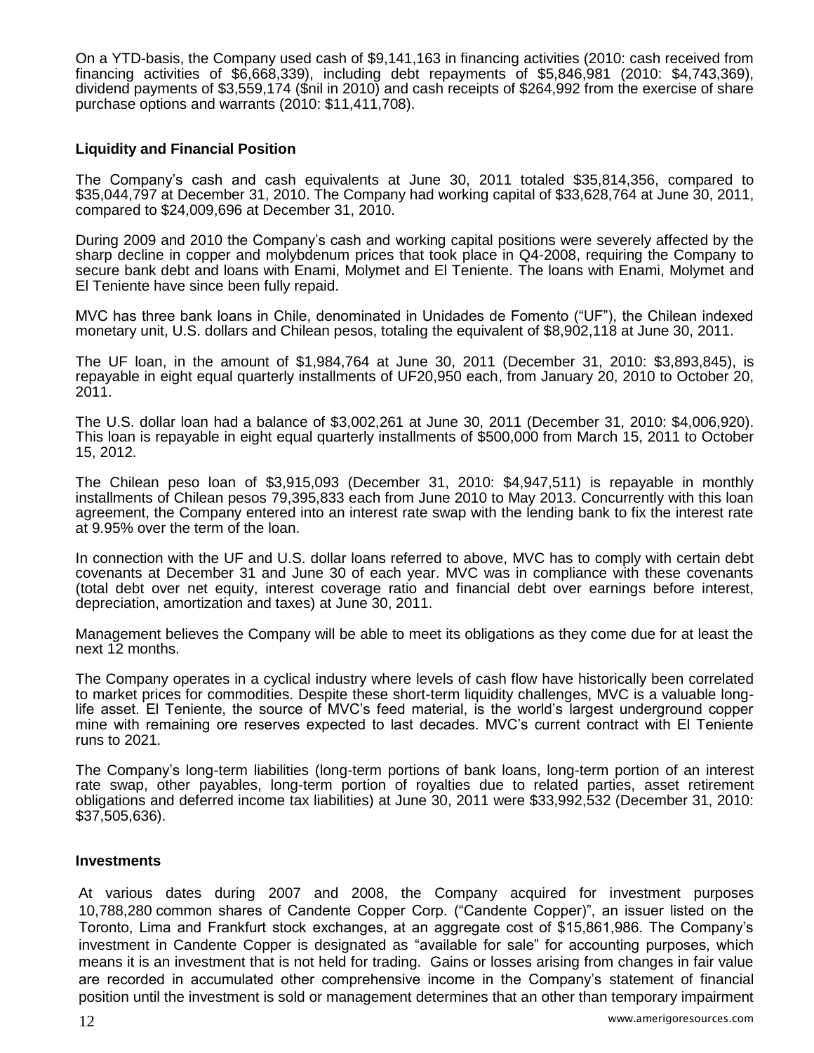On a YTD-basis, the Company used cash of $9,141,163 in financing activities (2010: cash received from financing activities of $6,668,339), including debt repayments of $5,846,981 (2010: $4,743,369), dividend payments of $3,559,174 ($nil in 2010) and cash receipts of $264,992 from the exercise of share purchase options and warrants (2010: $11,411,708).

### Liquidity and Financial Position

The Company's cash and cash equivalents at June 30, 2011 totaled $35,814,356, compared to $35,044,797 at December 31, 2010. The Company had working capital of $33,628,764 at June 30, 2011, compared to $24,009,696 at December 31, 2010.

During 2009 and 2010 the Company's cash and working capital positions were severely affected by the sharp decline in copper and molybdenum prices that took place in Q4-2008, requiring the Company to secure bank debt and loans with Enami, Molymet and El Teniente. The loans with Enami, Molymet and El Teniente have since been fully repaid.

MVC has three bank loans in Chile, denominated in Unidades de Fomento ("UF"), the Chilean indexed monetary unit, U.S. dollars and Chilean pesos, totaling the equivalent of $8,902,118 at June 30, 2011.

The UF loan, in the amount of $1,984,764 at June 30, 2011 (December 31, 2010: $3,893,845), is repayable in eight equal quarterly installments of UF20,950 each, from January 20, 2010 to October 20, 2011.

The U.S. dollar loan had a balance of $3,002,261 at June 30, 2011 (December 31, 2010: $4,006,920). This loan is repayable in eight equal quarterly installments of $500,000 from March 15, 2011 to October 15, 2012.

The Chilean peso loan of $3,915,093 (December 31, 2010: $4,947,511) is repayable in monthly installments of Chilean pesos 79,395,833 each from June 2010 to May 2013. Concurrently with this loan agreement, the Company entered into an interest rate swap with the lending bank to fix the interest rate at 9.95% over the term of the loan.

In connection with the UF and U.S. dollar loans referred to above, MVC has to comply with certain debt covenants at December 31 and June 30 of each year. MVC was in compliance with these covenants (total debt over net equity, interest coverage ratio and financial debt over earnings before interest, depreciation, amortization and taxes) at June 30, 2011.

Management believes the Company will be able to meet its obligations as they come due for at least the next 12 months.

The Company operates in a cyclical industry where levels of cash flow have historically been correlated to market prices for commodities. Despite these short-term liquidity challenges, MVC is a valuable long-life asset. El Teniente, the source of MVC's feed material, is the world's largest underground copper mine with remaining ore reserves expected to last decades. MVC's current contract with El Teniente runs to 2021.

The Company's long-term liabilities (long-term portions of bank loans, long-term portion of an interest rate swap, other payables, long-term portion of royalties due to related parties, asset retirement obligations and deferred income tax liabilities) at June 30, 2011 were $33,992,532 (December 31, 2010: $37,505,636).

### Investments

At various dates during 2007 and 2008, the Company acquired for investment purposes 10,788,280 common shares of Candente Copper Corp. ("Candente Copper)", an issuer listed on the Toronto, Lima and Frankfurt stock exchanges, at an aggregate cost of $15,861,986. The Company's investment in Candente Copper is designated as "available for sale" for accounting purposes, which means it is an investment that is not held for trading. Gains or losses arising from changes in fair value are recorded in accumulated other comprehensive income in the Company's statement of financial position until the investment is sold or management determines that an other than temporary impairment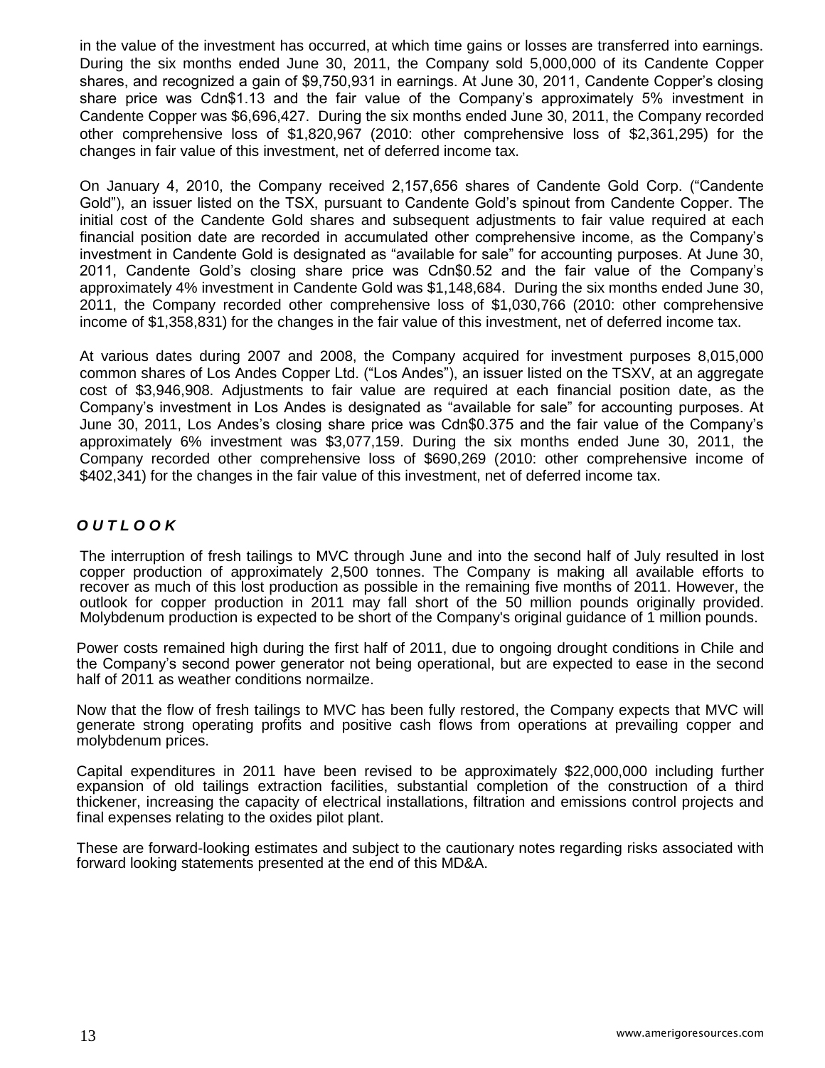in the value of the investment has occurred, at which time gains or losses are transferred into earnings. During the six months ended June 30, 2011, the Company sold 5,000,000 of its Candente Copper shares, and recognized a gain of $9,750,931 in earnings. At June 30, 2011, Candente Copper's closing share price was Cdn$1.13 and the fair value of the Company's approximately 5% investment in Candente Copper was $6,696,427. During the six months ended June 30, 2011, the Company recorded other comprehensive loss of $1,820,967 (2010: other comprehensive loss of $2,361,295) for the changes in fair value of this investment, net of deferred income tax.

On January 4, 2010, the Company received 2,157,656 shares of Candente Gold Corp. ("Candente Gold"), an issuer listed on the TSX, pursuant to Candente Gold's spinout from Candente Copper. The initial cost of the Candente Gold shares and subsequent adjustments to fair value required at each financial position date are recorded in accumulated other comprehensive income, as the Company's investment in Candente Gold is designated as "available for sale" for accounting purposes. At June 30, 2011, Candente Gold's closing share price was Cdn$0.52 and the fair value of the Company's approximately 4% investment in Candente Gold was $1,148,684. During the six months ended June 30, 2011, the Company recorded other comprehensive loss of $1,030,766 (2010: other comprehensive income of $1,358,831) for the changes in the fair value of this investment, net of deferred income tax.

At various dates during 2007 and 2008, the Company acquired for investment purposes 8,015,000 common shares of Los Andes Copper Ltd. ("Los Andes"), an issuer listed on the TSXV, at an aggregate cost of $3,946,908. Adjustments to fair value are required at each financial position date, as the Company's investment in Los Andes is designated as "available for sale" for accounting purposes. At June 30, 2011, Los Andes's closing share price was Cdn$0.375 and the fair value of the Company's approximately 6% investment was $3,077,159. During the six months ended June 30, 2011, the Company recorded other comprehensive loss of $690,269 (2010: other comprehensive income of $402,341) for the changes in the fair value of this investment, net of deferred income tax.

## ***O U T L O O K***

The interruption of fresh tailings to MVC through June and into the second half of July resulted in lost copper production of approximately 2,500 tonnes. The Company is making all available efforts to recover as much of this lost production as possible in the remaining five months of 2011. However, the outlook for copper production in 2011 may fall short of the 50 million pounds originally provided. Molybdenum production is expected to be short of the Company's original guidance of 1 million pounds.

Power costs remained high during the first half of 2011, due to ongoing drought conditions in Chile and the Company's second power generator not being operational, but are expected to ease in the second half of 2011 as weather conditions normailze.

Now that the flow of fresh tailings to MVC has been fully restored, the Company expects that MVC will generate strong operating profits and positive cash flows from operations at prevailing copper and molybdenum prices.

Capital expenditures in 2011 have been revised to be approximately $22,000,000 including further expansion of old tailings extraction facilities, substantial completion of the construction of a third thickener, increasing the capacity of electrical installations, filtration and emissions control projects and final expenses relating to the oxides pilot plant.

These are forward-looking estimates and subject to the cautionary notes regarding risks associated with forward looking statements presented at the end of this MD&A.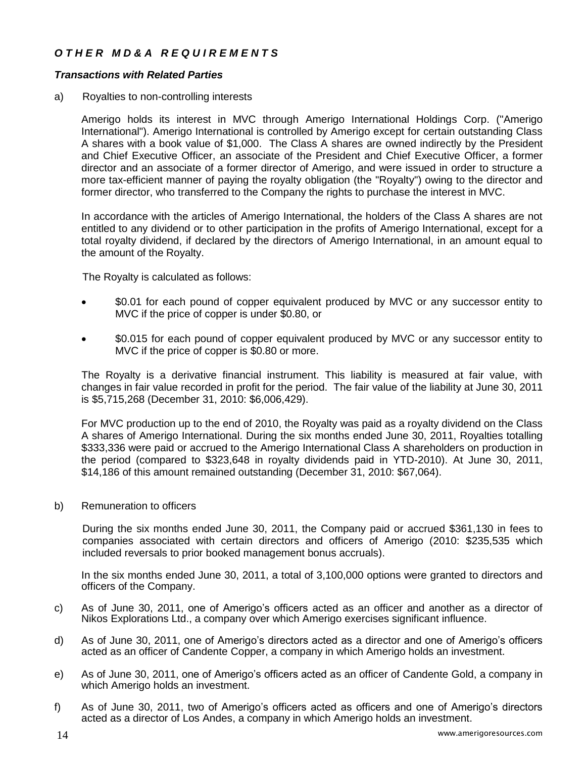## *OTHER MD&A REQUIREMENTS*

### *Transactions with Related Parties*

a) Royalties to non-controlling interests

Amerigo holds its interest in MVC through Amerigo International Holdings Corp. ("Amerigo International"). Amerigo International is controlled by Amerigo except for certain outstanding Class A shares with a book value of $1,000. The Class A shares are owned indirectly by the President and Chief Executive Officer, an associate of the President and Chief Executive Officer, a former director and an associate of a former director of Amerigo, and were issued in order to structure a more tax-efficient manner of paying the royalty obligation (the "Royalty") owing to the director and former director, who transferred to the Company the rights to purchase the interest in MVC.

In accordance with the articles of Amerigo International, the holders of the Class A shares are not entitled to any dividend or to other participation in the profits of Amerigo International, except for a total royalty dividend, if declared by the directors of Amerigo International, in an amount equal to the amount of the Royalty.

The Royalty is calculated as follows:

- $0.01 for each pound of copper equivalent produced by MVC or any successor entity to MVC if the price of copper is under $0.80, or
- $0.015 for each pound of copper equivalent produced by MVC or any successor entity to MVC if the price of copper is $0.80 or more.

The Royalty is a derivative financial instrument. This liability is measured at fair value, with changes in fair value recorded in profit for the period. The fair value of the liability at June 30, 2011 is $5,715,268 (December 31, 2010: $6,006,429).

For MVC production up to the end of 2010, the Royalty was paid as a royalty dividend on the Class A shares of Amerigo International. During the six months ended June 30, 2011, Royalties totalling $333,336 were paid or accrued to the Amerigo International Class A shareholders on production in the period (compared to $323,648 in royalty dividends paid in YTD-2010). At June 30, 2011, $14,186 of this amount remained outstanding (December 31, 2010: $67,064).

b) Remuneration to officers

During the six months ended June 30, 2011, the Company paid or accrued $361,130 in fees to companies associated with certain directors and officers of Amerigo (2010: $235,535 which included reversals to prior booked management bonus accruals).

In the six months ended June 30, 2011, a total of 3,100,000 options were granted to directors and officers of the Company.

c) As of June 30, 2011, one of Amerigo's officers acted as an officer and another as a director of Nikos Explorations Ltd., a company over which Amerigo exercises significant influence.

d) As of June 30, 2011, one of Amerigo's directors acted as a director and one of Amerigo's officers acted as an officer of Candente Copper, a company in which Amerigo holds an investment.

e) As of June 30, 2011, one of Amerigo's officers acted as an officer of Candente Gold, a company in which Amerigo holds an investment.

f) As of June 30, 2011, two of Amerigo's officers acted as officers and one of Amerigo's directors acted as a director of Los Andes, a company in which Amerigo holds an investment.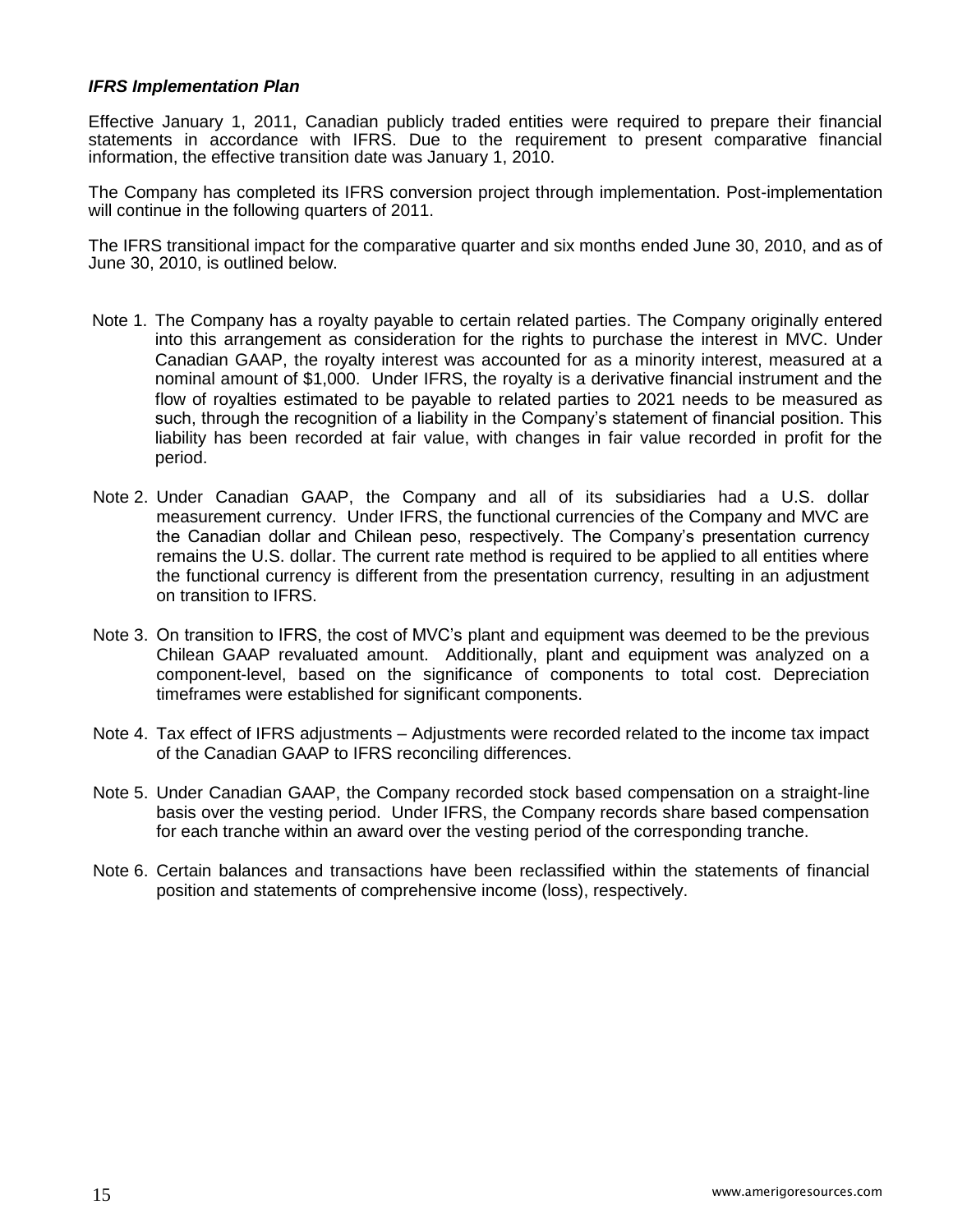***IFRS Implementation Plan***

Effective January 1, 2011, Canadian publicly traded entities were required to prepare their financial statements in accordance with IFRS. Due to the requirement to present comparative financial information, the effective transition date was January 1, 2010.

The Company has completed its IFRS conversion project through implementation. Post-implementation will continue in the following quarters of 2011.

The IFRS transitional impact for the comparative quarter and six months ended June 30, 2010, and as of June 30, 2010, is outlined below.

Note 1. The Company has a royalty payable to certain related parties. The Company originally entered into this arrangement as consideration for the rights to purchase the interest in MVC. Under Canadian GAAP, the royalty interest was accounted for as a minority interest, measured at a nominal amount of $1,000. Under IFRS, the royalty is a derivative financial instrument and the flow of royalties estimated to be payable to related parties to 2021 needs to be measured as such, through the recognition of a liability in the Company's statement of financial position. This liability has been recorded at fair value, with changes in fair value recorded in profit for the period.

Note 2. Under Canadian GAAP, the Company and all of its subsidiaries had a U.S. dollar measurement currency. Under IFRS, the functional currencies of the Company and MVC are the Canadian dollar and Chilean peso, respectively. The Company's presentation currency remains the U.S. dollar. The current rate method is required to be applied to all entities where the functional currency is different from the presentation currency, resulting in an adjustment on transition to IFRS.

Note 3. On transition to IFRS, the cost of MVC's plant and equipment was deemed to be the previous Chilean GAAP revaluated amount. Additionally, plant and equipment was analyzed on a component-level, based on the significance of components to total cost. Depreciation timeframes were established for significant components.

Note 4. Tax effect of IFRS adjustments – Adjustments were recorded related to the income tax impact of the Canadian GAAP to IFRS reconciling differences.

Note 5. Under Canadian GAAP, the Company recorded stock based compensation on a straight-line basis over the vesting period. Under IFRS, the Company records share based compensation for each tranche within an award over the vesting period of the corresponding tranche.

Note 6. Certain balances and transactions have been reclassified within the statements of financial position and statements of comprehensive income (loss), respectively.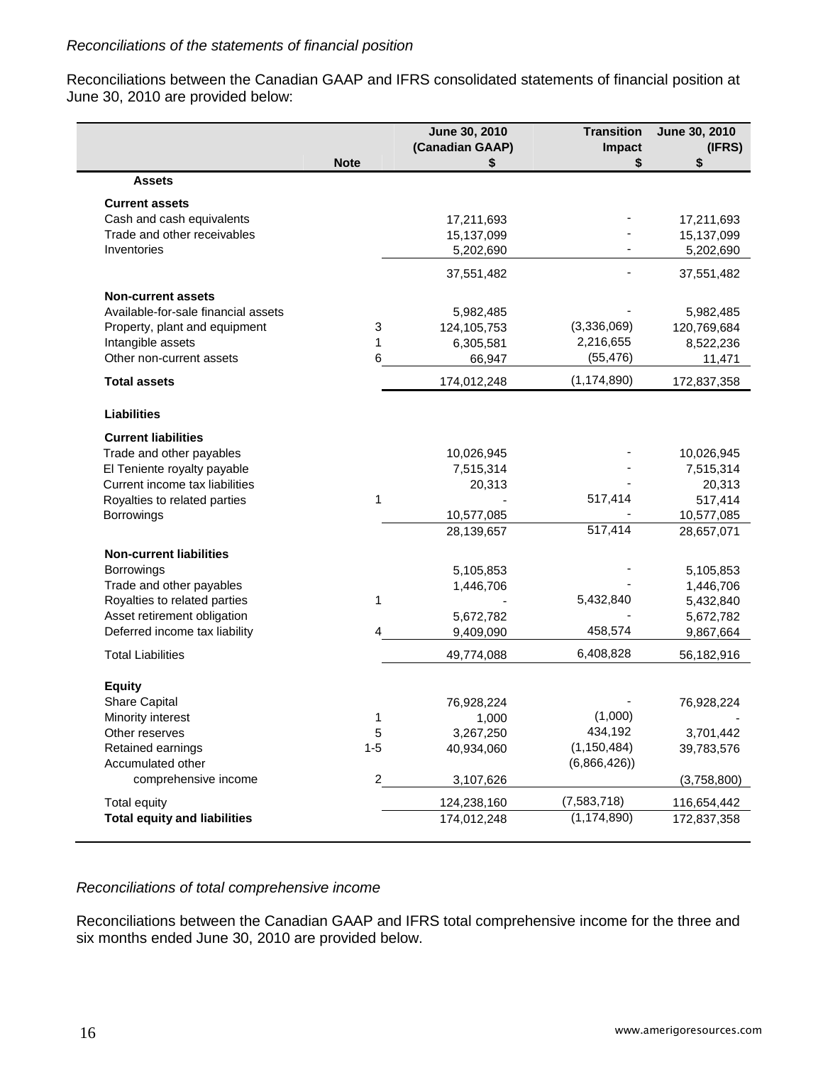*Reconciliations of the statements of financial position*

Reconciliations between the Canadian GAAP and IFRS consolidated statements of financial position at June 30, 2010 are provided below:

| | Note | June 30, 2010 (Canadian GAAP) $ | Transition Impact $ | June 30, 2010 (IFRS) $ |
|---|---|---|---|---|
| **Assets** | | | | |
| **Current assets** | | | | |
| Cash and cash equivalents | | 17,211,693 | - | 17,211,693 |
| Trade and other receivables | | 15,137,099 | - | 15,137,099 |
| Inventories | | 5,202,690 | - | 5,202,690 |
| | | 37,551,482 | - | 37,551,482 |
| **Non-current assets** | | | | |
| Available-for-sale financial assets | | 5,982,485 | - | 5,982,485 |
| Property, plant and equipment | 3 | 124,105,753 | (3,336,069) | 120,769,684 |
| Intangible assets | 1 | 6,305,581 | 2,216,655 | 8,522,236 |
| Other non-current assets | 6 | 66,947 | (55,476) | 11,471 |
| **Total assets** | | 174,012,248 | (1,174,890) | 172,837,358 |
| **Liabilities** | | | | |
| **Current liabilities** | | | | |
| Trade and other payables | | 10,026,945 | - | 10,026,945 |
| El Teniente royalty payable | | 7,515,314 | - | 7,515,314 |
| Current income tax liabilities | | 20,313 | - | 20,313 |
| Royalties to related parties | 1 | - | 517,414 | 517,414 |
| Borrowings | | 10,577,085 | - | 10,577,085 |
| | | 28,139,657 | 517,414 | 28,657,071 |
| **Non-current liabilities** | | | | |
| Borrowings | | 5,105,853 | - | 5,105,853 |
| Trade and other payables | | 1,446,706 | - | 1,446,706 |
| Royalties to related parties | 1 | - | 5,432,840 | 5,432,840 |
| Asset retirement obligation | | 5,672,782 | - | 5,672,782 |
| Deferred income tax liability | 4 | 9,409,090 | 458,574 | 9,867,664 |
| Total Liabilities | | 49,774,088 | 6,408,828 | 56,182,916 |
| **Equity** | | | | |
| Share Capital | | 76,928,224 | - | 76,928,224 |
| Minority interest | 1 | 1,000 | (1,000) | - |
| Other reserves | 5 | 3,267,250 | 434,192 | 3,701,442 |
| Retained earnings | 1-5 | 40,934,060 | (1,150,484) | 39,783,576 |
| Accumulated other comprehensive income | 2 | 3,107,626 | (6,866,426)) | (3,758,800) |
| Total equity | | 124,238,160 | (7,583,718) | 116,654,442 |
| **Total equity and liabilities** | | 174,012,248 | (1,174,890) | 172,837,358 |

*Reconciliations of total comprehensive income*

Reconciliations between the Canadian GAAP and IFRS total comprehensive income for the three and six months ended June 30, 2010 are provided below.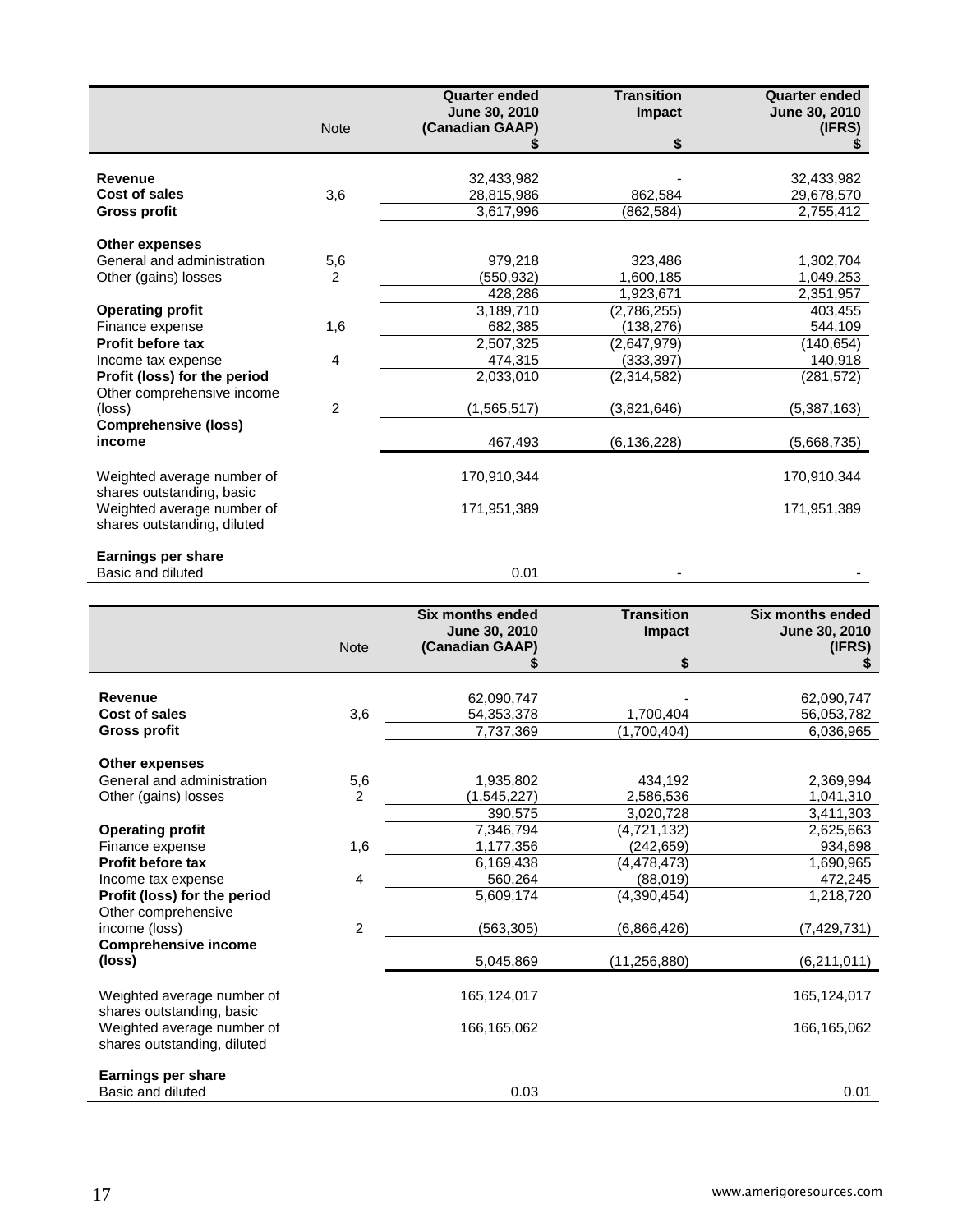| | Note | Quarter ended June 30, 2010 (Canadian GAAP) $ | Transition Impact $ | Quarter ended June 30, 2010 (IFRS) $ |
|---|---|---|---|---|
| **Revenue** | | 32,433,982 | - | 32,433,982 |
| **Cost of sales** | 3,6 | 28,815,986 | 862,584 | 29,678,570 |
| **Gross profit** | | 3,617,996 | (862,584) | 2,755,412 |
| **Other expenses** | | | | |
| General and administration | 5,6 | 979,218 | 323,486 | 1,302,704 |
| Other (gains) losses | 2 | (550,932) | 1,600,185 | 1,049,253 |
| | | 428,286 | 1,923,671 | 2,351,957 |
| **Operating profit** | | 3,189,710 | (2,786,255) | 403,455 |
| Finance expense | 1,6 | 682,385 | (138,276) | 544,109 |
| **Profit before tax** | | 2,507,325 | (2,647,979) | (140,654) |
| Income tax expense | 4 | 474,315 | (333,397) | 140,918 |
| **Profit (loss) for the period** | | 2,033,010 | (2,314,582) | (281,572) |
| Other comprehensive income (loss) | 2 | (1,565,517) | (3,821,646) | (5,387,163) |
| **Comprehensive (loss) income** | | 467,493 | (6,136,228) | (5,668,735) |
| Weighted average number of shares outstanding, basic | | 170,910,344 | | 170,910,344 |
| Weighted average number of shares outstanding, diluted | | 171,951,389 | | 171,951,389 |
| **Earnings per share** | | | | |
| Basic and diluted | | 0.01 | - | - |

| | Note | Six months ended June 30, 2010 (Canadian GAAP) $ | Transition Impact $ | Six months ended June 30, 2010 (IFRS) $ |
|---|---|---|---|---|
| **Revenue** | | 62,090,747 | - | 62,090,747 |
| **Cost of sales** | 3,6 | 54,353,378 | 1,700,404 | 56,053,782 |
| **Gross profit** | | 7,737,369 | (1,700,404) | 6,036,965 |
| **Other expenses** | | | | |
| General and administration | 5,6 | 1,935,802 | 434,192 | 2,369,994 |
| Other (gains) losses | 2 | (1,545,227) | 2,586,536 | 1,041,310 |
| | | 390,575 | 3,020,728 | 3,411,303 |
| **Operating profit** | | 7,346,794 | (4,721,132) | 2,625,663 |
| Finance expense | 1,6 | 1,177,356 | (242,659) | 934,698 |
| **Profit before tax** | | 6,169,438 | (4,478,473) | 1,690,965 |
| Income tax expense | 4 | 560,264 | (88,019) | 472,245 |
| **Profit (loss) for the period** | | 5,609,174 | (4,390,454) | 1,218,720 |
| Other comprehensive income (loss) | 2 | (563,305) | (6,866,426) | (7,429,731) |
| **Comprehensive income (loss)** | | 5,045,869 | (11,256,880) | (6,211,011) |
| Weighted average number of shares outstanding, basic | | 165,124,017 | | 165,124,017 |
| Weighted average number of shares outstanding, diluted | | 166,165,062 | | 166,165,062 |
| **Earnings per share** | | | | |
| Basic and diluted | | 0.03 | | 0.01 |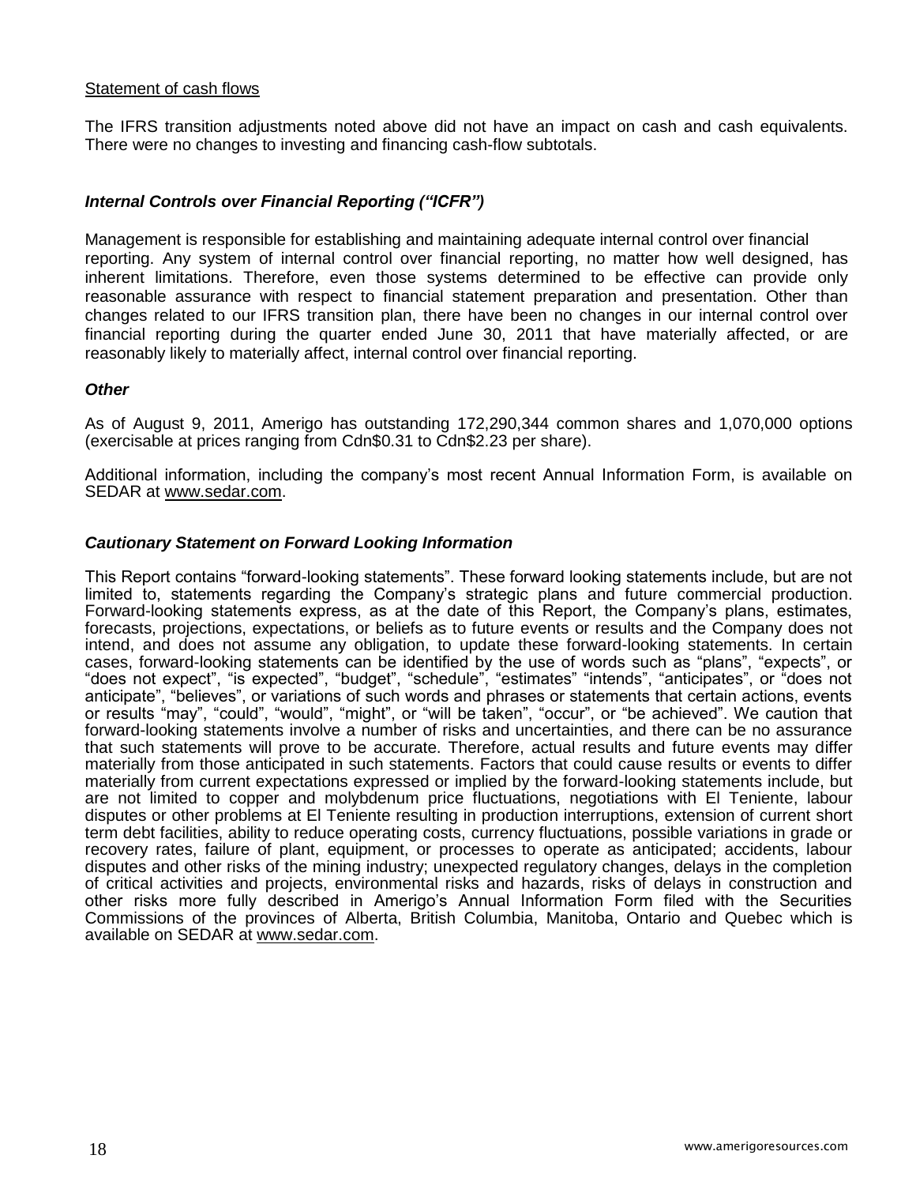Statement of cash flows

The IFRS transition adjustments noted above did not have an impact on cash and cash equivalents. There were no changes to investing and financing cash-flow subtotals.

### *Internal Controls over Financial Reporting (“ICFR”)*

Management is responsible for establishing and maintaining adequate internal control over financial reporting. Any system of internal control over financial reporting, no matter how well designed, has inherent limitations. Therefore, even those systems determined to be effective can provide only reasonable assurance with respect to financial statement preparation and presentation. Other than changes related to our IFRS transition plan, there have been no changes in our internal control over financial reporting during the quarter ended June 30, 2011 that have materially affected, or are reasonably likely to materially affect, internal control over financial reporting.

### *Other*

As of August 9, 2011, Amerigo has outstanding 172,290,344 common shares and 1,070,000 options (exercisable at prices ranging from Cdn$0.31 to Cdn$2.23 per share).

Additional information, including the company’s most recent Annual Information Form, is available on SEDAR at www.sedar.com.

### *Cautionary Statement on Forward Looking Information*

This Report contains “forward-looking statements”. These forward looking statements include, but are not limited to, statements regarding the Company’s strategic plans and future commercial production. Forward-looking statements express, as at the date of this Report, the Company’s plans, estimates, forecasts, projections, expectations, or beliefs as to future events or results and the Company does not intend, and does not assume any obligation, to update these forward-looking statements. In certain cases, forward-looking statements can be identified by the use of words such as “plans”, “expects”, or “does not expect”, “is expected”, “budget”, “schedule”, “estimates” “intends”, “anticipates”, or “does not anticipate”, “believes”, or variations of such words and phrases or statements that certain actions, events or results “may”, “could”, “would”, “might”, or “will be taken”, “occur”, or “be achieved”. We caution that forward-looking statements involve a number of risks and uncertainties, and there can be no assurance that such statements will prove to be accurate. Therefore, actual results and future events may differ materially from those anticipated in such statements. Factors that could cause results or events to differ materially from current expectations expressed or implied by the forward-looking statements include, but are not limited to copper and molybdenum price fluctuations, negotiations with El Teniente, labour disputes or other problems at El Teniente resulting in production interruptions, extension of current short term debt facilities, ability to reduce operating costs, currency fluctuations, possible variations in grade or recovery rates, failure of plant, equipment, or processes to operate as anticipated; accidents, labour disputes and other risks of the mining industry; unexpected regulatory changes, delays in the completion of critical activities and projects, environmental risks and hazards, risks of delays in construction and other risks more fully described in Amerigo’s Annual Information Form filed with the Securities Commissions of the provinces of Alberta, British Columbia, Manitoba, Ontario and Quebec which is available on SEDAR at www.sedar.com.